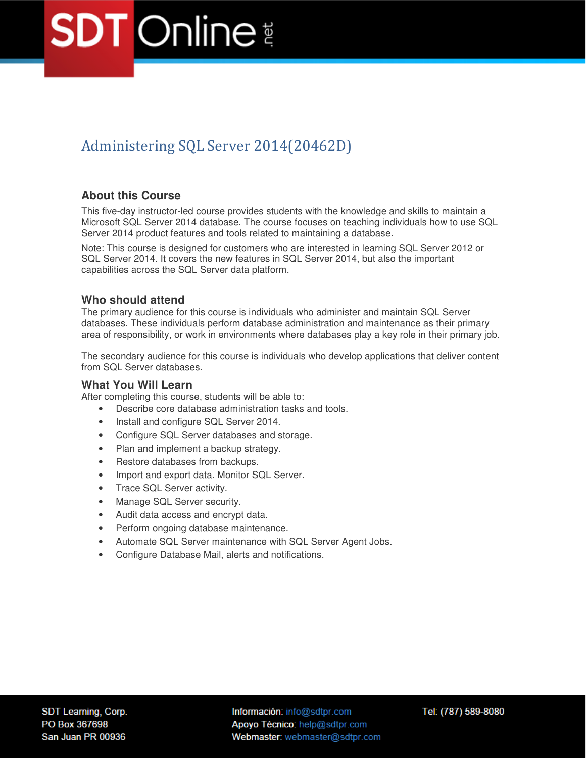# Administering SQL Server 2014(20462D)

## About this Course

This five-day instructor-led course provides students with the knowledge and skills to maintain a Microsoft SQL Server 2014 database. The course focuses on teaching individuals how to use SQL Server 2014 product features and tools related to maintaining a database.

Note: This course is designed for customers who are interested in learning SQL Server 2012 or SQL Server 2014. It covers the new features in SQL Server 2014, but also the important capabilities across the SQL Server data platform.

## Who should attend

The primary audience for this course is individuals who administer and maintain SQL Server databases. These individuals perform database administration and maintenance as their primary area of responsibility, or work in environments where databases play a key role in their primary job.

The secondary audience for this course is individuals who develop applications that deliver content from SQL Server databases.

## What You Will Learn

After completing this course, students will be able to:

- Describe core database administration tasks and tools.
- Install and configure SQL Server 2014.
- Configure SQL Server databases and storage.
- Plan and implement a backup strategy.
- Restore databases from backups.
- Import and export data. Monitor SQL Server.
- Trace SQL Server activity.
- Manage SQL Server security.
- Audit data access and encrypt data.
- Perform ongoing database maintenance.
- Automate SQL Server maintenance with SQL Server Agent Jobs.
- Configure Database Mail, alerts and notifications.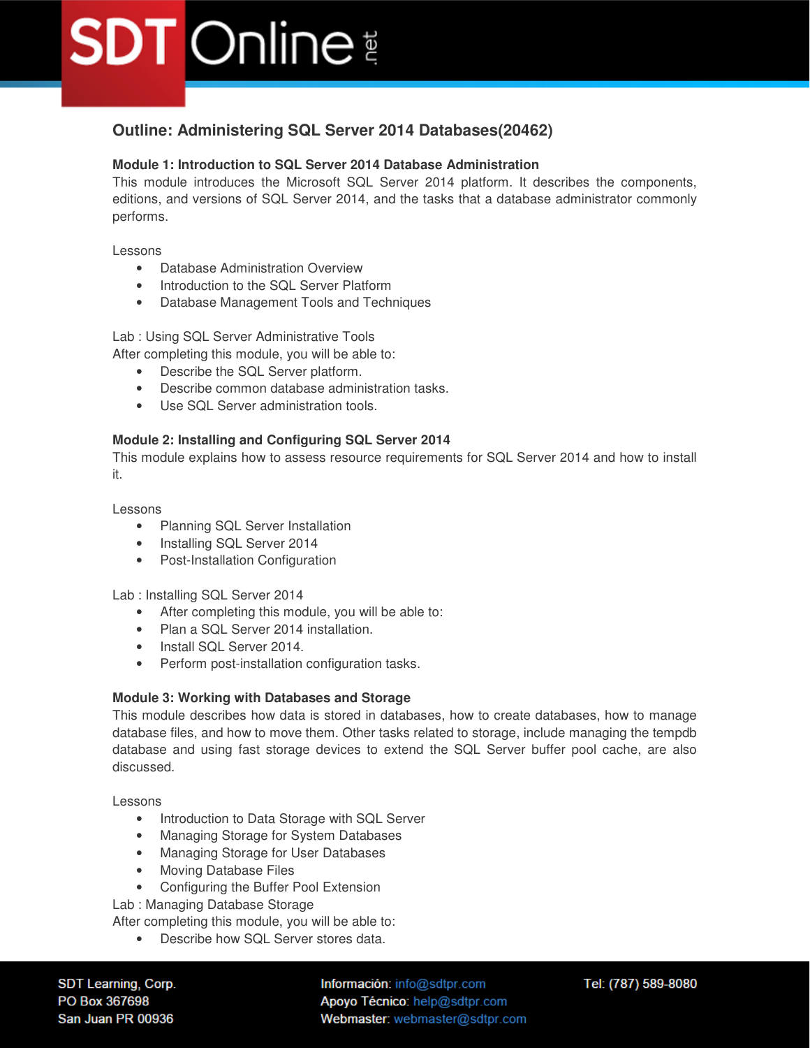## Outline: Administering SQL Server 2014 Databases(20462)

**Module 1: Introduction to SQL Server 2014 Database Administration**

This module introduces the Microsoft SQL Server 2014 platform. It describes the components, editions, and versions of SQL Server 2014, and the tasks that a database administrator commonly performs.

Lessons

- Database Administration Overview
- Introduction to the SQL Server Platform
- Database Management Tools and Techniques

Lab : Using SQL Server Administrative Tools

After completing this module, you will be able to:

- Describe the SQL Server platform.
- Describe common database administration tasks.
- Use SQL Server administration tools.

**Module 2: Installing and Configuring SQL Server 2014**

This module explains how to assess resource requirements for SQL Server 2014 and how to install it.

Lessons

- Planning SQL Server Installation
- Installing SQL Server 2014
- Post-Installation Configuration

Lab : Installing SQL Server 2014

- After completing this module, you will be able to:
- Plan a SQL Server 2014 installation.
- Install SQL Server 2014.
- Perform post-installation configuration tasks.

**Module 3: Working with Databases and Storage**

This module describes how data is stored in databases, how to create databases, how to manage database files, and how to move them. Other tasks related to storage, include managing the tempdb database and using fast storage devices to extend the SQL Server buffer pool cache, are also discussed.

Lessons

- Introduction to Data Storage with SQL Server
- Managing Storage for System Databases
- Managing Storage for User Databases
- Moving Database Files
- Configuring the Buffer Pool Extension

Lab : Managing Database Storage

After completing this module, you will be able to:

- Describe how SQL Server stores data.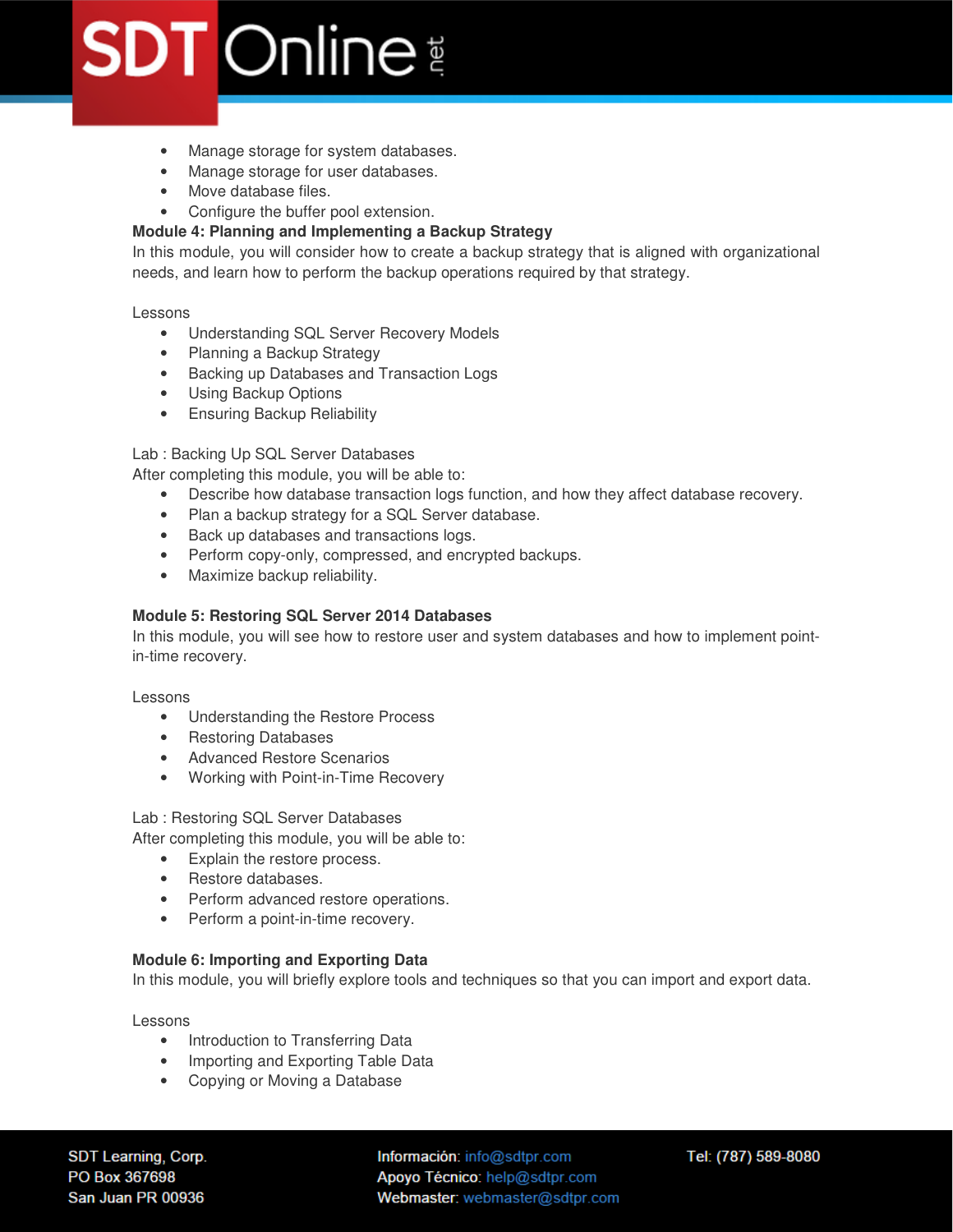- Manage storage for system databases.
- Manage storage for user databases.
- Move database files.
- Configure the buffer pool extension.

**Module 4: Planning and Implementing a Backup Strategy**

In this module, you will consider how to create a backup strategy that is aligned with organizational needs, and learn how to perform the backup operations required by that strategy.

Lessons

- Understanding SQL Server Recovery Models
- Planning a Backup Strategy
- Backing up Databases and Transaction Logs
- Using Backup Options
- Ensuring Backup Reliability

Lab : Backing Up SQL Server Databases

After completing this module, you will be able to:

- Describe how database transaction logs function, and how they affect database recovery.
- Plan a backup strategy for a SQL Server database.
- Back up databases and transactions logs.
- Perform copy-only, compressed, and encrypted backups.
- Maximize backup reliability.

**Module 5: Restoring SQL Server 2014 Databases**

In this module, you will see how to restore user and system databases and how to implement point-in-time recovery.

Lessons

- Understanding the Restore Process
- Restoring Databases
- Advanced Restore Scenarios
- Working with Point-in-Time Recovery

Lab : Restoring SQL Server Databases

After completing this module, you will be able to:

- Explain the restore process.
- Restore databases.
- Perform advanced restore operations.
- Perform a point-in-time recovery.

**Module 6: Importing and Exporting Data**

In this module, you will briefly explore tools and techniques so that you can import and export data.

Lessons

- Introduction to Transferring Data
- Importing and Exporting Table Data
- Copying or Moving a Database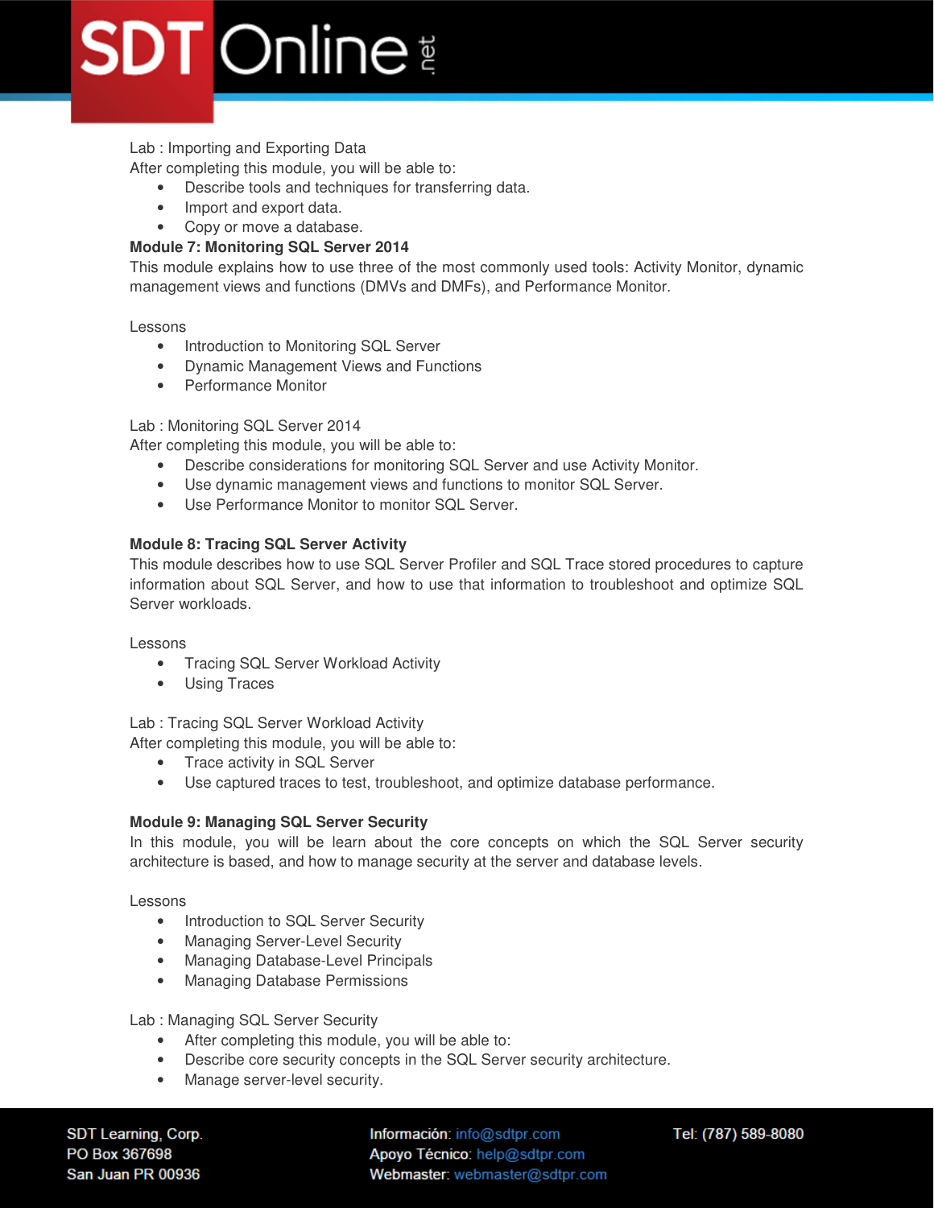Lab : Importing and Exporting Data

After completing this module, you will be able to:

- Describe tools and techniques for transferring data.
- Import and export data.
- Copy or move a database.

**Module 7: Monitoring SQL Server 2014**

This module explains how to use three of the most commonly used tools: Activity Monitor, dynamic management views and functions (DMVs and DMFs), and Performance Monitor.

Lessons

- Introduction to Monitoring SQL Server
- Dynamic Management Views and Functions
- Performance Monitor

Lab : Monitoring SQL Server 2014

After completing this module, you will be able to:

- Describe considerations for monitoring SQL Server and use Activity Monitor.
- Use dynamic management views and functions to monitor SQL Server.
- Use Performance Monitor to monitor SQL Server.

**Module 8: Tracing SQL Server Activity**

This module describes how to use SQL Server Profiler and SQL Trace stored procedures to capture information about SQL Server, and how to use that information to troubleshoot and optimize SQL Server workloads.

Lessons

- Tracing SQL Server Workload Activity
- Using Traces

Lab : Tracing SQL Server Workload Activity

After completing this module, you will be able to:

- Trace activity in SQL Server
- Use captured traces to test, troubleshoot, and optimize database performance.

**Module 9: Managing SQL Server Security**

In this module, you will be learn about the core concepts on which the SQL Server security architecture is based, and how to manage security at the server and database levels.

Lessons

- Introduction to SQL Server Security
- Managing Server-Level Security
- Managing Database-Level Principals
- Managing Database Permissions

Lab : Managing SQL Server Security

- After completing this module, you will be able to:
- Describe core security concepts in the SQL Server security architecture.
- Manage server-level security.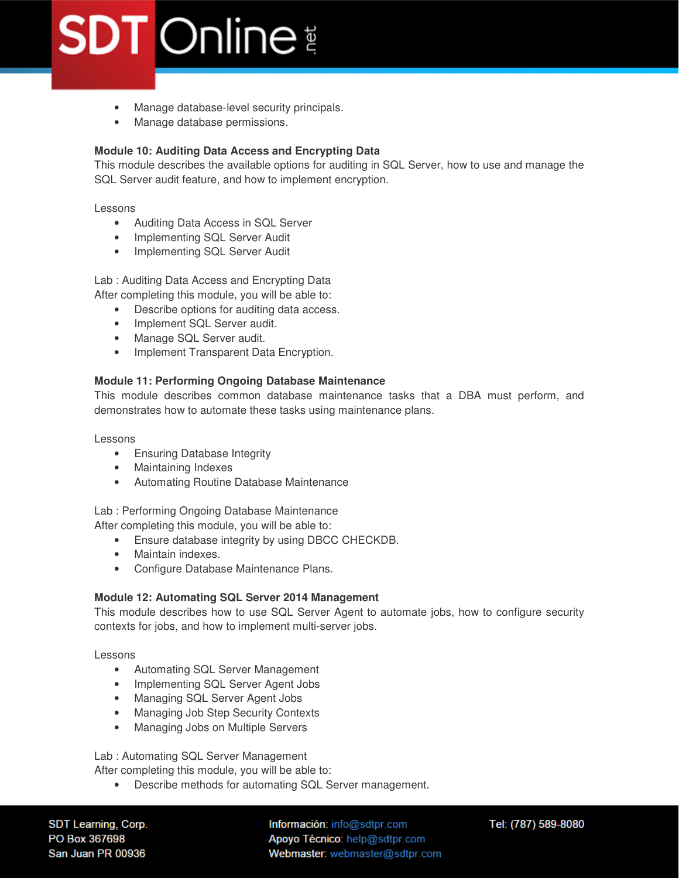- Manage database-level security principals.
- Manage database permissions.

**Module 10: Auditing Data Access and Encrypting Data**
This module describes the available options for auditing in SQL Server, how to use and manage the SQL Server audit feature, and how to implement encryption.

Lessons

- Auditing Data Access in SQL Server
- Implementing SQL Server Audit
- Implementing SQL Server Audit

Lab : Auditing Data Access and Encrypting Data
After completing this module, you will be able to:

- Describe options for auditing data access.
- Implement SQL Server audit.
- Manage SQL Server audit.
- Implement Transparent Data Encryption.

**Module 11: Performing Ongoing Database Maintenance**
This module describes common database maintenance tasks that a DBA must perform, and demonstrates how to automate these tasks using maintenance plans.

Lessons

- Ensuring Database Integrity
- Maintaining Indexes
- Automating Routine Database Maintenance

Lab : Performing Ongoing Database Maintenance
After completing this module, you will be able to:

- Ensure database integrity by using DBCC CHECKDB.
- Maintain indexes.
- Configure Database Maintenance Plans.

**Module 12: Automating SQL Server 2014 Management**
This module describes how to use SQL Server Agent to automate jobs, how to configure security contexts for jobs, and how to implement multi-server jobs.

Lessons

- Automating SQL Server Management
- Implementing SQL Server Agent Jobs
- Managing SQL Server Agent Jobs
- Managing Job Step Security Contexts
- Managing Jobs on Multiple Servers

Lab : Automating SQL Server Management
After completing this module, you will be able to:

- Describe methods for automating SQL Server management.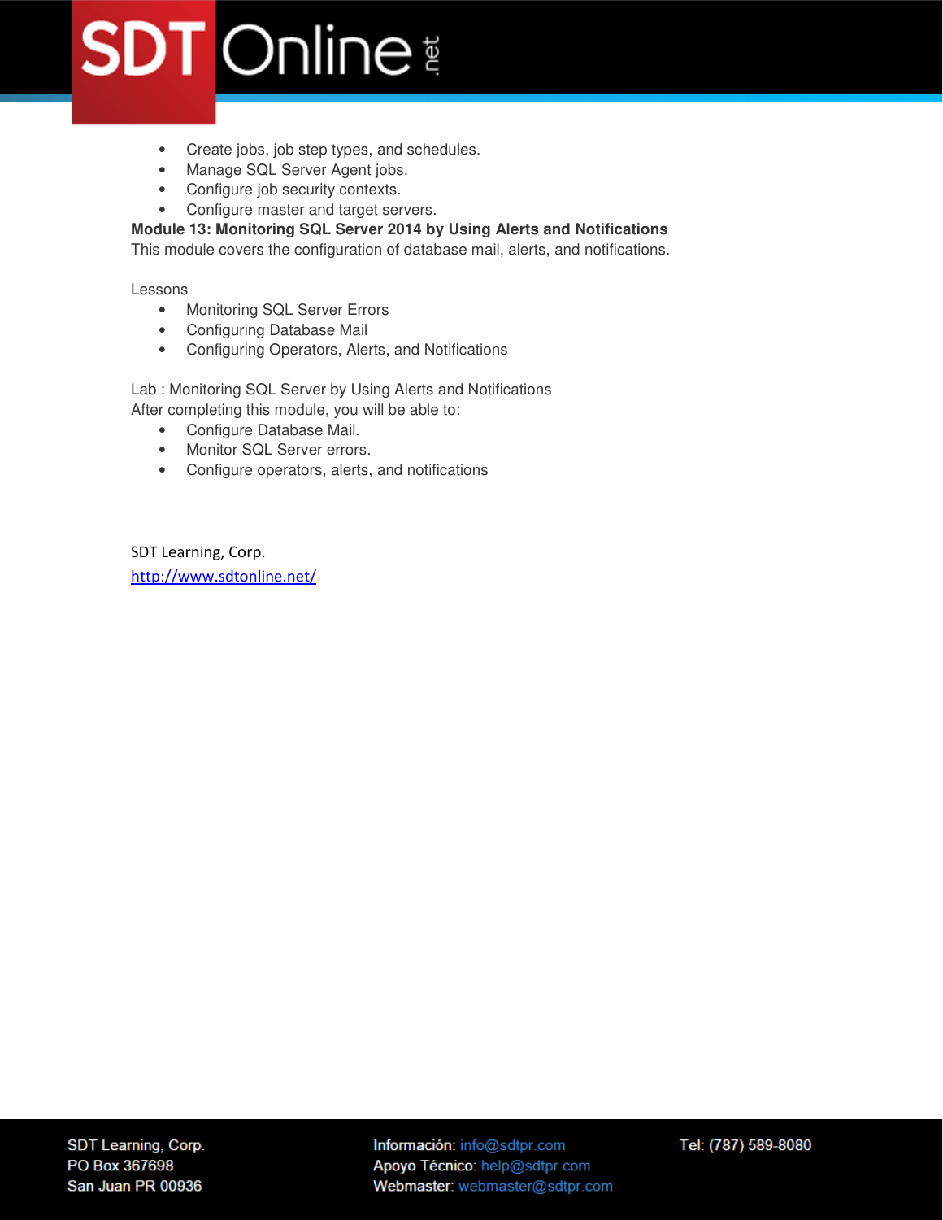- Create jobs, job step types, and schedules.
- Manage SQL Server Agent jobs.
- Configure job security contexts.
- Configure master and target servers.

**Module 13: Monitoring SQL Server 2014 by Using Alerts and Notifications**

This module covers the configuration of database mail, alerts, and notifications.

Lessons

- Monitoring SQL Server Errors
- Configuring Database Mail
- Configuring Operators, Alerts, and Notifications

Lab : Monitoring SQL Server by Using Alerts and Notifications

After completing this module, you will be able to:

- Configure Database Mail.
- Monitor SQL Server errors.
- Configure operators, alerts, and notifications

SDT Learning, Corp.

http://www.sdtonline.net/